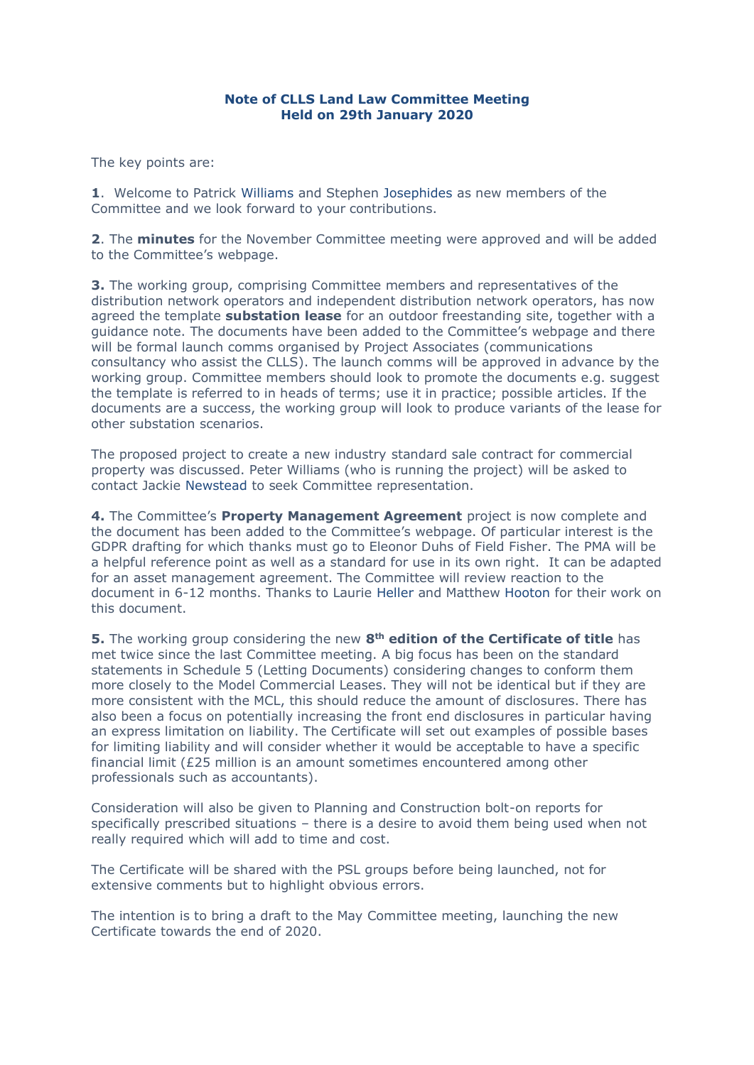**Note of CLLS Land Law Committee Meeting**
**Held on 29th January 2020**

The key points are:

**1**. Welcome to Patrick Williams and Stephen Josephides as new members of the Committee and we look forward to your contributions.

**2**. The **minutes** for the November Committee meeting were approved and will be added to the Committee's webpage.

**3.** The working group, comprising Committee members and representatives of the distribution network operators and independent distribution network operators, has now agreed the template **substation lease** for an outdoor freestanding site, together with a guidance note. The documents have been added to the Committee's webpage and there will be formal launch comms organised by Project Associates (communications consultancy who assist the CLLS). The launch comms will be approved in advance by the working group. Committee members should look to promote the documents e.g. suggest the template is referred to in heads of terms; use it in practice; possible articles. If the documents are a success, the working group will look to produce variants of the lease for other substation scenarios.

The proposed project to create a new industry standard sale contract for commercial property was discussed. Peter Williams (who is running the project) will be asked to contact Jackie Newstead to seek Committee representation.

**4.** The Committee's **Property Management Agreement** project is now complete and the document has been added to the Committee's webpage. Of particular interest is the GDPR drafting for which thanks must go to Eleonor Duhs of Field Fisher. The PMA will be a helpful reference point as well as a standard for use in its own right. It can be adapted for an asset management agreement. The Committee will review reaction to the document in 6-12 months. Thanks to Laurie Heller and Matthew Hooton for their work on this document.

**5.** The working group considering the new **8th edition of the Certificate of title** has met twice since the last Committee meeting. A big focus has been on the standard statements in Schedule 5 (Letting Documents) considering changes to conform them more closely to the Model Commercial Leases. They will not be identical but if they are more consistent with the MCL, this should reduce the amount of disclosures. There has also been a focus on potentially increasing the front end disclosures in particular having an express limitation on liability. The Certificate will set out examples of possible bases for limiting liability and will consider whether it would be acceptable to have a specific financial limit (£25 million is an amount sometimes encountered among other professionals such as accountants).

Consideration will also be given to Planning and Construction bolt-on reports for specifically prescribed situations – there is a desire to avoid them being used when not really required which will add to time and cost.

The Certificate will be shared with the PSL groups before being launched, not for extensive comments but to highlight obvious errors.

The intention is to bring a draft to the May Committee meeting, launching the new Certificate towards the end of 2020.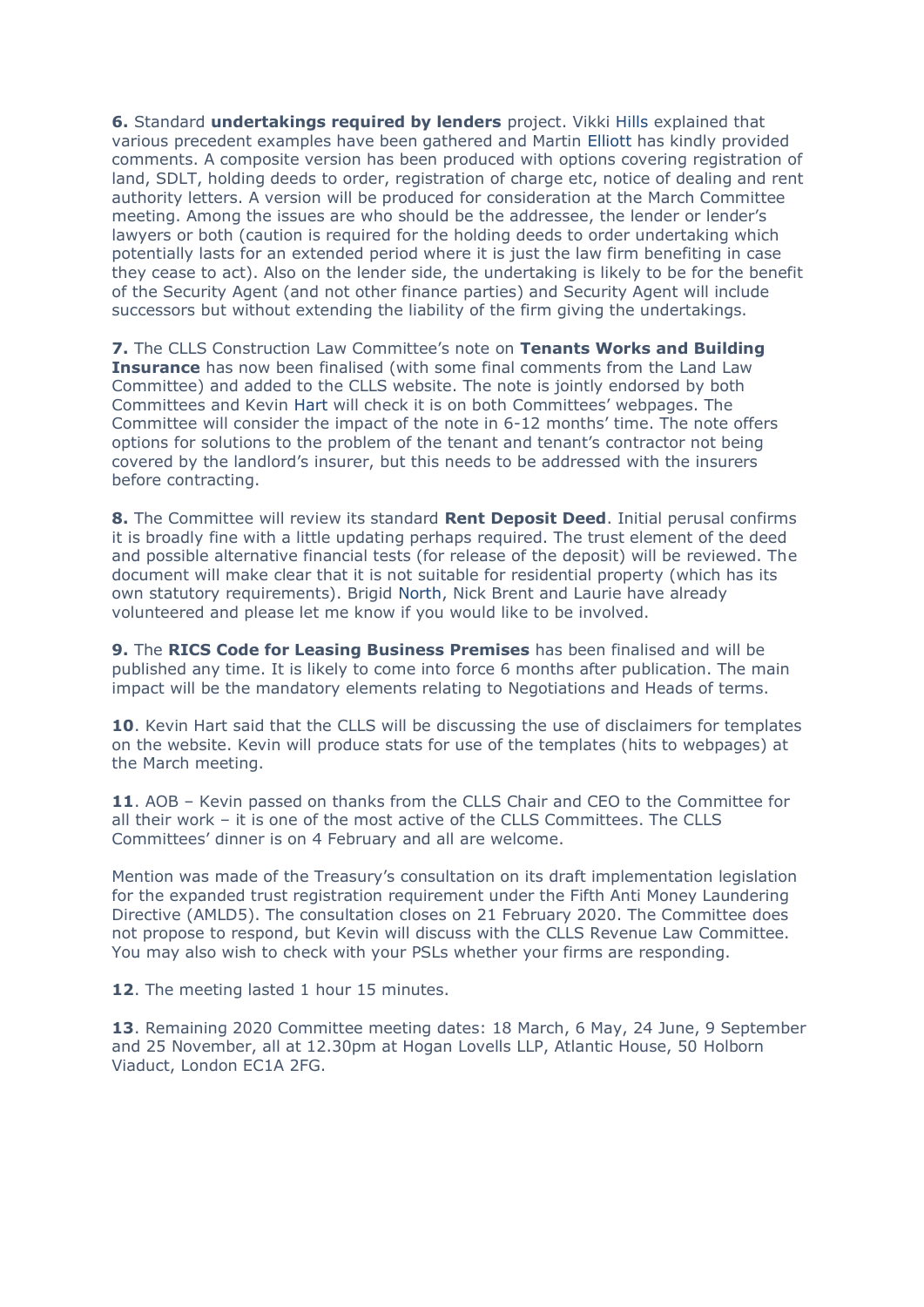**6.** Standard **undertakings required by lenders** project. Vikki Hills explained that various precedent examples have been gathered and Martin Elliott has kindly provided comments. A composite version has been produced with options covering registration of land, SDLT, holding deeds to order, registration of charge etc, notice of dealing and rent authority letters. A version will be produced for consideration at the March Committee meeting. Among the issues are who should be the addressee, the lender or lender's lawyers or both (caution is required for the holding deeds to order undertaking which potentially lasts for an extended period where it is just the law firm benefiting in case they cease to act). Also on the lender side, the undertaking is likely to be for the benefit of the Security Agent (and not other finance parties) and Security Agent will include successors but without extending the liability of the firm giving the undertakings.

**7.** The CLLS Construction Law Committee's note on **Tenants Works and Building Insurance** has now been finalised (with some final comments from the Land Law Committee) and added to the CLLS website. The note is jointly endorsed by both Committees and Kevin Hart will check it is on both Committees' webpages. The Committee will consider the impact of the note in 6-12 months' time. The note offers options for solutions to the problem of the tenant and tenant's contractor not being covered by the landlord's insurer, but this needs to be addressed with the insurers before contracting.

**8.** The Committee will review its standard **Rent Deposit Deed**. Initial perusal confirms it is broadly fine with a little updating perhaps required. The trust element of the deed and possible alternative financial tests (for release of the deposit) will be reviewed. The document will make clear that it is not suitable for residential property (which has its own statutory requirements). Brigid North, Nick Brent and Laurie have already volunteered and please let me know if you would like to be involved.

**9.** The **RICS Code for Leasing Business Premises** has been finalised and will be published any time. It is likely to come into force 6 months after publication. The main impact will be the mandatory elements relating to Negotiations and Heads of terms.

**10**. Kevin Hart said that the CLLS will be discussing the use of disclaimers for templates on the website. Kevin will produce stats for use of the templates (hits to webpages) at the March meeting.

**11**. AOB – Kevin passed on thanks from the CLLS Chair and CEO to the Committee for all their work – it is one of the most active of the CLLS Committees. The CLLS Committees' dinner is on 4 February and all are welcome.

Mention was made of the Treasury's consultation on its draft implementation legislation for the expanded trust registration requirement under the Fifth Anti Money Laundering Directive (AMLD5). The consultation closes on 21 February 2020. The Committee does not propose to respond, but Kevin will discuss with the CLLS Revenue Law Committee. You may also wish to check with your PSLs whether your firms are responding.

**12**. The meeting lasted 1 hour 15 minutes.

**13**. Remaining 2020 Committee meeting dates: 18 March, 6 May, 24 June, 9 September and 25 November, all at 12.30pm at Hogan Lovells LLP, Atlantic House, 50 Holborn Viaduct, London EC1A 2FG.